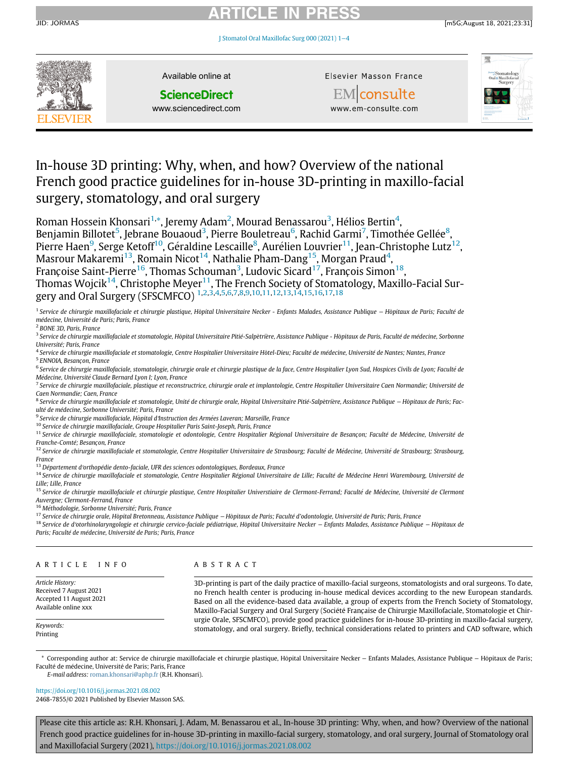# In-house 3D printing: Why, when, and how? Overview of the national French good practice guidelines for in-house 3D-printing in maxillo-facial surgery, stomatology, and oral surgery

Roman Hossein Khonsari[1,*], Jeremy Adam[2], Mourad Benassarou[3], Hélios Bertin[4], Benjamin Billotet[5], Jebrane Bouaoud[3], Pierre Bouletreau[6], Rachid Garmi[7], Timothée Gellée[8], Pierre Haen[9], Serge Ketoff[10], Géraldine Lescaille[8], Aurélien Louvrier[11], Jean-Christophe Lutz[12], Masrour Makaremi[13], Romain Nicot[14], Nathalie Pham-Dang[15], Morgan Praud[4], Françoise Saint-Pierre[16], Thomas Schouman[3], Ludovic Sicard[17], François Simon[18], Thomas Wojcik[14], Christophe Meyer[11], The French Society of Stomatology, Maxillo-Facial Surgery and Oral Surgery (SFSCMFCO) [1,2,3,4,5,6,7,8,9,10,11,12,13,14,15,16,17,18]

[1] *Service de chirurgie maxillofaciale et chirurgie plastique, Hôpital Universitaire Necker - Enfants Malades, Assistance Publique – Hôpitaux de Paris; Faculté de médecine, Université de Paris; Paris, France*

[2] *BONE 3D, Paris, France*

[3] *Service de chirurgie maxillofaciale et stomatologie, Hôpital Universitaire Pitié-Salpêtrière, Assistance Publique - Hôpitaux de Paris, Faculté de médecine, Sorbonne Université; Paris, France*

[4] *Service de chirurgie maxillofaciale et stomatologie, Centre Hospitalier Universitaire Hôtel-Dieu; Faculté de médecine, Université de Nantes; Nantes, France*

[5] *ENNOIA, Besançon, France*

[6] *Service de chirurgie maxillofaciale, stomatologie, chirurgie orale et chirurgie plastique de la face, Centre Hospitalier Lyon Sud, Hospices Civils de Lyon; Faculté de Médecine, Université Claude Bernard Lyon I; Lyon, France*

[7] *Service de chirurgie maxillofaciale, plastique et reconstructrice, chirurgie orale et implantologie, Centre Hospitalier Universitaire Caen Normandie; Université de Caen Normandie; Caen, France*

[8] *Service de chirurgie maxillofaciale et stomatologie, Unité de chirurgie orale, Hôpital Universitaire Pitié-Salpêtrière, Assistance Publique – Hôpitaux de Paris; Faculté de médecine, Sorbonne Université; Paris, France*

[9] *Service de chirurgie maxillofaciale, Hôpital d'Instruction des Armées Laveran; Marseille, France*

[10] *Service de chirurgie maxillofaciale, Groupe Hospitalier Paris Saint-Joseph, Paris, France*

[11] *Service de chirurgie maxillofaciale, stomatologie et odontologie, Centre Hospitalier Régional Universitaire de Besançon; Faculté de Médecine, Université de Franche-Comté; Besançon, France*

[12] *Service de chirurgie maxillofaciale et stomatologie, Centre Hospitalier Universitaire de Strasbourg; Faculté de Médecine, Université de Strasbourg; Strasbourg, France*

[13] *Département d'orthopédie dento-faciale, UFR des sciences odontologiques, Bordeaux, France*

[14] *Service de chirurgie maxillofaciale et stomatologie, Centre Hospitalier Régional Universitaire de Lille; Faculté de Médecine Henri Warembourg, Université de Lille; Lille, France*

[15] *Service de chirurgie maxillofaciale et chirurgie plastique, Centre Hospitalier Universtiaire de Clermont-Ferrand; Faculté de Médecine, Université de Clermont Auvergne; Clermont-Ferrand, France*

[16] *Méthodologie, Sorbonne Université; Paris, France*

[17] *Service de chirurgie orale, Hôpital Bretonneau, Assistance Publique – Hôpitaux de Paris; Faculté d'odontologie, Université de Paris; Paris, France*

[18] *Service d'otorhinolaryngologie et chirurgie cervico-faciale pédiatrique, Hôpital Universitaire Necker – Enfants Malades, Assistance Publique – Hôpitaux de Paris; Faculté de médecine, Université de Paris; Paris, France*

## ARTICLE INFO

*Article History:*
Received 7 August 2021
Accepted 11 August 2021
Available online xxx

*Keywords:*
Printing

## ABSTRACT

3D-printing is part of the daily practice of maxillo-facial surgeons, stomatologists and oral surgeons. To date, no French health center is producing in-house medical devices according to the new European standards. Based on all the evidence-based data available, a group of experts from the French Society of Stomatology, Maxillo-Facial Surgery and Oral Surgery (Société Française de Chirurgie Maxillofaciale, Stomatologie et Chirurgie Orale, SFSCMFCO), provide good practice guidelines for in-house 3D-printing in maxillo-facial surgery, stomatology, and oral surgery. Briefly, technical considerations related to printers and CAD software, which

* Corresponding author at: Service de chirurgie maxillofaciale et chirurgie plastique, Hôpital Universitaire Necker – Enfants Malades, Assistance Publique – Hôpitaux de Paris; Faculté de médecine, Université de Paris; Paris, France
*E-mail address:* roman.khonsari@aphp.fr (R.H. Khonsari).

https://doi.org/10.1016/j.jormas.2021.08.002
2468-7855/© 2021 Published by Elsevier Masson SAS.

Please cite this article as: R.H. Khonsari, J. Adam, M. Benassarou et al., In-house 3D printing: Why, when, and how? Overview of the national French good practice guidelines for in-house 3D-printing in maxillo-facial surgery, stomatology, and oral surgery, Journal of Stomatology oral and Maxillofacial Surgery (2021), https://doi.org/10.1016/j.jormas.2021.08.002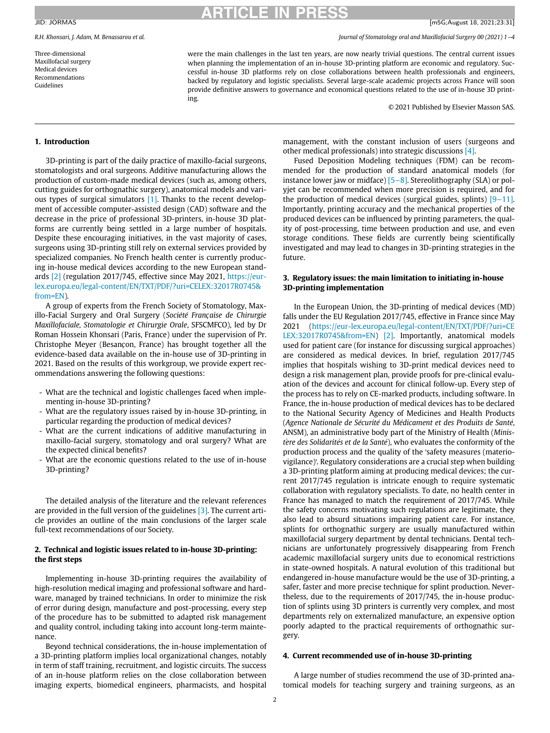Three-dimensional
Maxillofacial surgery
Medical devices
Recommendations
Guidelines

were the main challenges in the last ten years, are now nearly trivial questions. The central current issues when planning the implementation of an in-house 3D-printing platform are economic and regulatory. Successful in-house 3D platforms rely on close collaborations between health professionals and engineers, backed by regulatory and logistic specialists. Several large-scale academic projects across France will soon provide definitive answers to governance and economical questions related to the use of in-house 3D printing.

© 2021 Published by Elsevier Masson SAS.

## 1. Introduction

3D-printing is part of the daily practice of maxillo-facial surgeons, stomatologists and oral surgeons. Additive manufacturing allows the production of custom-made medical devices (such as, among others, cutting guides for orthognathic surgery), anatomical models and various types of surgical simulators [1]. Thanks to the recent development of accessible computer-assisted design (CAD) software and the decrease in the price of professional 3D-printers, in-house 3D platforms are currently being settled in a large number of hospitals. Despite these encouraging initiatives, in the vast majority of cases, surgeons using 3D-printing still rely on external services provided by specialized companies. No French health center is currently producing in-house medical devices according to the new European standards [2] (regulation 2017/745, effective since May 2021, https://eur-lex.europa.eu/legal-content/EN/TXT/PDF/?uri=CELEX:32017R0745&from=EN).

A group of experts from the French Society of Stomatology, Maxillo-Facial Surgery and Oral Surgery (*Société Française de Chirurgie Maxillofaciale, Stomatologie et Chirurgie Orale*, SFSCMFCO), led by Dr Roman Hossein Khonsari (Paris, France) under the supervision of Pr. Christophe Meyer (Besançon, France) has brought together all the evidence-based data available on the in-house use of 3D-printing in 2021. Based on the results of this workgroup, we provide expert recommendations answering the following questions:

- What are the technical and logistic challenges faced when implementing in-house 3D-printing?
- What are the regulatory issues raised by in-house 3D-printing, in particular regarding the production of medical devices?
- What are the current indications of additive manufacturing in maxillo-facial surgery, stomatology and oral surgery? What are the expected clinical benefits?
- What are the economic questions related to the use of in-house 3D-printing?

The detailed analysis of the literature and the relevant references are provided in the full version of the guidelines [3]. The current article provides an outline of the main conclusions of the larger scale full-text recommendations of our Society.

## 2. Technical and logistic issues related to in-house 3D-printing: the first steps

Implementing in-house 3D-printing requires the availability of high-resolution medical imaging and professional software and hardware, managed by trained technicians. In order to minimize the risk of error during design, manufacture and post-processing, every step of the procedure has to be submitted to adapted risk management and quality control, including taking into account long-term maintenance.

Beyond technical considerations, the in-house implementation of a 3D-printing platform implies local organizational changes, notably in term of staff training, recruitment, and logistic circuits. The success of an in-house platform relies on the close collaboration between imaging experts, biomedical engineers, pharmacists, and hospital management, with the constant inclusion of users (surgeons and other medical professionals) into strategic discussions [4].

Fused Deposition Modeling techniques (FDM) can be recommended for the production of standard anatomical models (for instance lower jaw or midface) [5−8]. Stereolithography (SLA) or polyjet can be recommended when more precision is required, and for the production of medical devices (surgical guides, splints) [9−11]. Importantly, printing accuracy and the mechanical properties of the produced devices can be influenced by printing parameters, the quality of post-processing, time between production and use, and even storage conditions. These fields are currently being scientifically investigated and may lead to changes in 3D-printing strategies in the future.

## 3. Regulatory issues: the main limitation to initiating in-house 3D-printing implementation

In the European Union, the 3D-printing of medical devices (MD) falls under the EU Regulation 2017/745, effective in France since May 2021 (https://eur-lex.europa.eu/legal-content/EN/TXT/PDF/?uri=CELEX:32017R0745&from=EN) [2]. Importantly, anatomical models used for patient care (for instance for discussing surgical approaches) are considered as medical devices. In brief, regulation 2017/745 implies that hospitals wishing to 3D-print medical devices need to design a risk management plan, provide proofs for pre-clinical evaluation of the devices and account for clinical follow-up. Every step of the process has to rely on CE-marked products, including software. In France, the in-house production of medical devices has to be declared to the National Security Agency of Medicines and Health Products (*Agence Nationale de Sécurité du Médicament et des Produits de Santé*, ANSM), an administrative body part of the Ministry of Health (*Ministère des Solidarités et de la Santé*), who evaluates the conformity of the production process and the quality of the 'safety measures (materiovigilance)'. Regulatory considerations are a crucial step when building a 3D-printing platform aiming at producing medical devices; the current 2017/745 regulation is intricate enough to require systematic collaboration with regulatory specialists. To date, no health center in France has managed to match the requirement of 2017/745. While the safety concerns motivating such regulations are legitimate, they also lead to absurd situations impairing patient care. For instance, splints for orthognathic surgery are usually manufactured within maxillofacial surgery department by dental technicians. Dental technicians are unfortunately progressively disappearing from French academic maxillofacial surgery units due to economical restrictions in state-owned hospitals. A natural evolution of this traditional but endangered in-house manufacture would be the use of 3D-printing, a safer, faster and more precise technique for splint production. Nevertheless, due to the requirements of 2017/745, the in-house production of splints using 3D printers is currently very complex, and most departments rely on externalized manufacture, an expensive option poorly adapted to the practical requirements of orthognathic surgery.

## 4. Current recommended use of in-house 3D-printing

A large number of studies recommend the use of 3D-printed anatomical models for teaching surgery and training surgeons, as an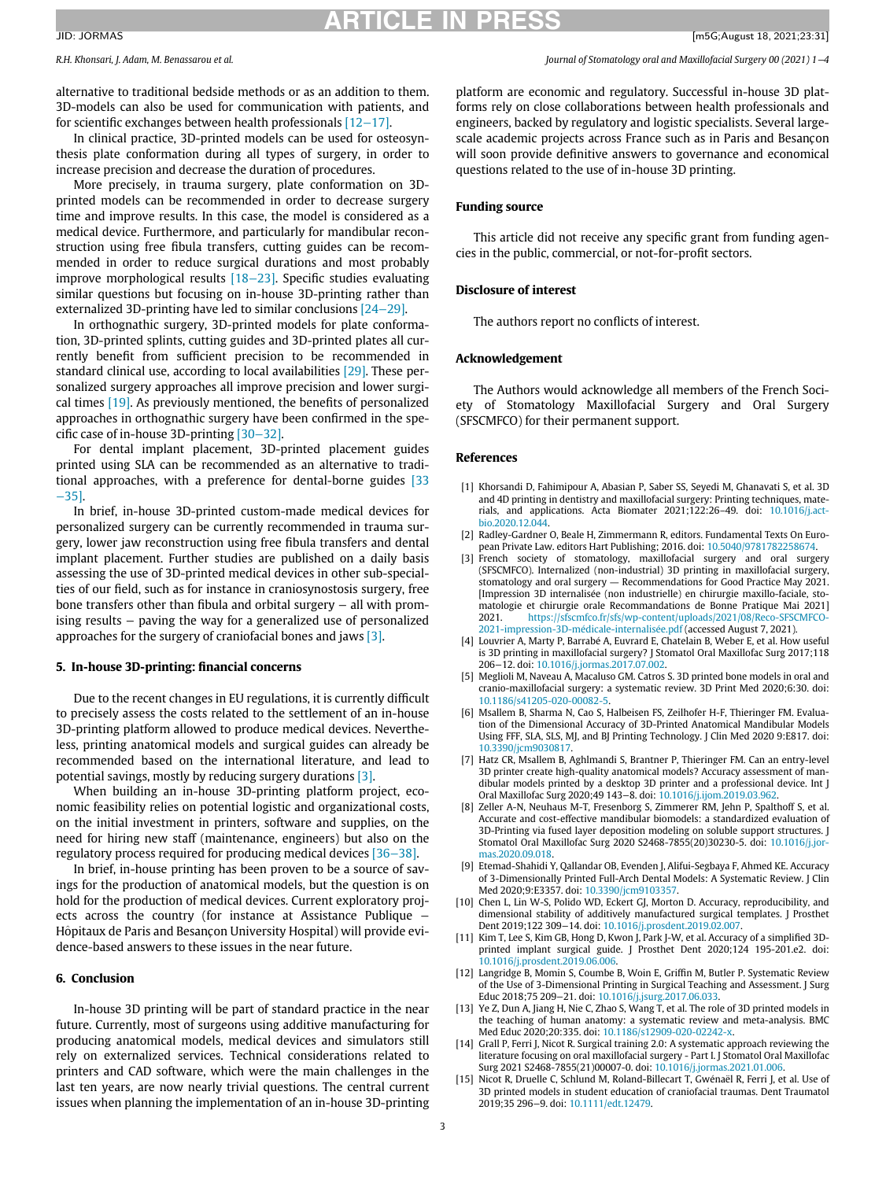alternative to traditional bedside methods or as an addition to them. 3D-models can also be used for communication with patients, and for scientific exchanges between health professionals [12−17].

In clinical practice, 3D-printed models can be used for osteosynthesis plate conformation during all types of surgery, in order to increase precision and decrease the duration of procedures.

More precisely, in trauma surgery, plate conformation on 3D-printed models can be recommended in order to decrease surgery time and improve results. In this case, the model is considered as a medical device. Furthermore, and particularly for mandibular reconstruction using free fibula transfers, cutting guides can be recommended in order to reduce surgical durations and most probably improve morphological results [18−23]. Specific studies evaluating similar questions but focusing on in-house 3D-printing rather than externalized 3D-printing have led to similar conclusions [24−29].

In orthognathic surgery, 3D-printed models for plate conformation, 3D-printed splints, cutting guides and 3D-printed plates all currently benefit from sufficient precision to be recommended in standard clinical use, according to local availabilities [29]. These personalized surgery approaches all improve precision and lower surgical times [19]. As previously mentioned, the benefits of personalized approaches in orthognathic surgery have been confirmed in the specific case of in-house 3D-printing [30−32].

For dental implant placement, 3D-printed placement guides printed using SLA can be recommended as an alternative to traditional approaches, with a preference for dental-borne guides [33−35].

In brief, in-house 3D-printed custom-made medical devices for personalized surgery can be currently recommended in trauma surgery, lower jaw reconstruction using free fibula transfers and dental implant placement. Further studies are published on a daily basis assessing the use of 3D-printed medical devices in other sub-specialties of our field, such as for instance in craniosynostosis surgery, free bone transfers other than fibula and orbital surgery – all with promising results – paving the way for a generalized use of personalized approaches for the surgery of craniofacial bones and jaws [3].

## 5. In-house 3D-printing: financial concerns

Due to the recent changes in EU regulations, it is currently difficult to precisely assess the costs related to the settlement of an in-house 3D-printing platform allowed to produce medical devices. Nevertheless, printing anatomical models and surgical guides can already be recommended based on the international literature, and lead to potential savings, mostly by reducing surgery durations [3].

When building an in-house 3D-printing platform project, economic feasibility relies on potential logistic and organizational costs, on the initial investment in printers, software and supplies, on the need for hiring new staff (maintenance, engineers) but also on the regulatory process required for producing medical devices [36−38].

In brief, in-house printing has been proven to be a source of savings for the production of anatomical models, but the question is on hold for the production of medical devices. Current exploratory projects across the country (for instance at Assistance Publique – Hôpitaux de Paris and Besançon University Hospital) will provide evidence-based answers to these issues in the near future.

## 6. Conclusion

In-house 3D printing will be part of standard practice in the near future. Currently, most of surgeons using additive manufacturing for producing anatomical models, medical devices and simulators still rely on externalized services. Technical considerations related to printers and CAD software, which were the main challenges in the last ten years, are now nearly trivial questions. The central current issues when planning the implementation of an in-house 3D-printing platform are economic and regulatory. Successful in-house 3D platforms rely on close collaborations between health professionals and engineers, backed by regulatory and logistic specialists. Several large-scale academic projects across France such as in Paris and Besançon will soon provide definitive answers to governance and economical questions related to the use of in-house 3D printing.

## Funding source

This article did not receive any specific grant from funding agencies in the public, commercial, or not-for-profit sectors.

## Disclosure of interest

The authors report no conflicts of interest.

## Acknowledgement

The Authors would acknowledge all members of the French Society of Stomatology Maxillofacial Surgery and Oral Surgery (SFSCMFCO) for their permanent support.

## References

[1] Khorsandi D, Fahimipour A, Abasian P, Saber SS, Seyedi M, Ghanavati S, et al. 3D and 4D printing in dentistry and maxillofacial surgery: Printing techniques, materials, and applications. Acta Biomater 2021;122:26–49. doi: 10.1016/j.actbio.2020.12.044.

[2] Radley-Gardner O, Beale H, Zimmermann R, editors. Fundamental Texts On European Private Law. editors Hart Publishing; 2016. doi: 10.5040/9781782258674.

[3] French society of stomatology, maxillofacial surgery and oral surgery (SFSCMFCO). Internalized (non-industrial) 3D printing in maxillofacial surgery, stomatology and oral surgery — Recommendations for Good Practice May 2021. [Impression 3D internalisée (non industrielle) en chirurgie maxillo-faciale, stomatologie et chirurgie orale Recommandations de Bonne Pratique Mai 2021] 2021. https://sfscmfco.fr/sfs/wp-content/uploads/2021/08/Reco-SFSCMFCO-2021-impression-3D-médicale-internalisée.pdf (accessed August 7, 2021).

[4] Louvrier A, Marty P, Barrabé A, Euvrard E, Chatelain B, Weber E, et al. How useful is 3D printing in maxillofacial surgery? J Stomatol Oral Maxillofac Surg 2017;118 206–12. doi: 10.1016/j.jormas.2017.07.002.

[5] Meglioli M, Naveau A, Macaluso GM. Catros S. 3D printed bone models in oral and cranio-maxillofacial surgery: a systematic review. 3D Print Med 2020;6:30. doi: 10.1186/s41205-020-00082-5.

[6] Msallem B, Sharma N, Cao S, Halbeisen FS, Zeilhofer H-F, Thieringer FM. Evaluation of the Dimensional Accuracy of 3D-Printed Anatomical Mandibular Models Using FFF, SLA, SLS, MJ, and BJ Printing Technology. J Clin Med 2020 9:E817. doi: 10.3390/jcm9030817.

[7] Hatz CR, Msallem B, Aghlmandi S, Brantner P, Thieringer FM. Can an entry-level 3D printer create high-quality anatomical models? Accuracy assessment of mandibular models printed by a desktop 3D printer and a professional device. Int J Oral Maxillofac Surg 2020;49 143–8. doi: 10.1016/j.ijom.2019.03.962.

[8] Zeller A-N, Neuhaus M-T, Fresenborg S, Zimmerer RM, Jehn P, Spalthoff S, et al. Accurate and cost-effective mandibular biomodels: a standardized evaluation of 3D-Printing via fused layer deposition modeling on soluble support structures. J Stomatol Oral Maxillofac Surg 2020 S2468-7855(20)30230-5. doi: 10.1016/j.jormas.2020.09.018.

[9] Etemad-Shahidi Y, Qallandar OB, Evenden J, Alifui-Segbaya F, Ahmed KE. Accuracy of 3-Dimensionally Printed Full-Arch Dental Models: A Systematic Review. J Clin Med 2020;9:E3357. doi: 10.3390/jcm9103357.

[10] Chen L, Lin W-S, Polido WD, Eckert GJ, Morton D. Accuracy, reproducibility, and dimensional stability of additively manufactured surgical templates. J Prosthet Dent 2019;122 309–14. doi: 10.1016/j.prosdent.2019.02.007.

[11] Kim T, Lee S, Kim GB, Hong D, Kwon J, Park J-W, et al. Accuracy of a simplified 3D-printed implant surgical guide. J Prosthet Dent 2020;124 195-201.e2. doi: 10.1016/j.prosdent.2019.06.006.

[12] Langridge B, Momin S, Coumbe B, Woin E, Griffin M, Butler P. Systematic Review of the Use of 3-Dimensional Printing in Surgical Teaching and Assessment. J Surg Educ 2018;75 209–21. doi: 10.1016/j.jsurg.2017.06.033.

[13] Ye Z, Dun A, Jiang H, Nie C, Zhao S, Wang T, et al. The role of 3D printed models in the teaching of human anatomy: a systematic review and meta-analysis. BMC Med Educ 2020;20:335. doi: 10.1186/s12909-020-02242-x.

[14] Grall P, Ferri J, Nicot R. Surgical training 2.0: A systematic approach reviewing the literature focusing on oral maxillofacial surgery - Part I. J Stomatol Oral Maxillofac Surg 2021 S2468-7855(21)00007-0. doi: 10.1016/j.jormas.2021.01.006.

[15] Nicot R, Druelle C, Schlund M, Roland-Billecart T, Gwénaël R, Ferri J, et al. Use of 3D printed models in student education of craniofacial traumas. Dent Traumatol 2019;35 296–9. doi: 10.1111/edt.12479.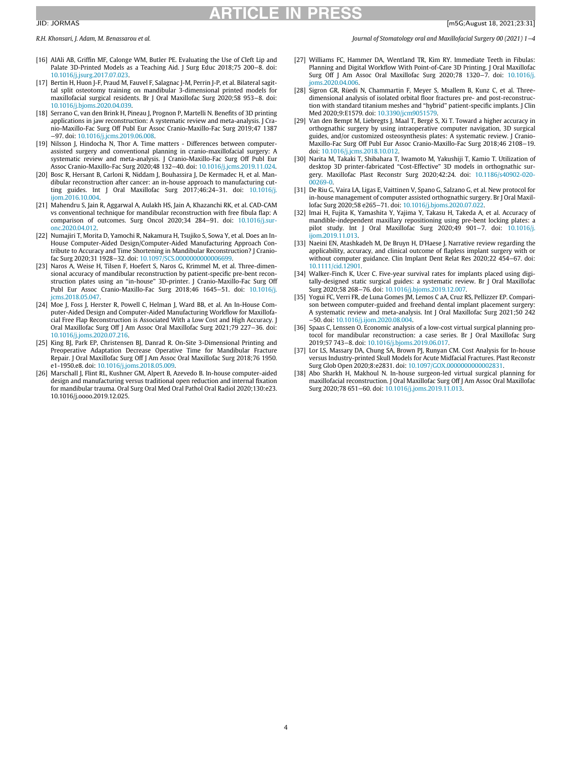[16] AlAli AB, Griffin MF, Calonge WM, Butler PE. Evaluating the Use of Cleft Lip and Palate 3D-Printed Models as a Teaching Aid. J Surg Educ 2018;75 200–8. doi: 10.1016/j.jsurg.2017.07.023.

[17] Bertin H, Huon J-F, Praud M, Fauvel F, Salagnac J-M, Perrin J-P, et al. Bilateral sagittal split osteotomy training on mandibular 3-dimensional printed models for maxillofacial surgical residents. Br J Oral Maxillofac Surg 2020;58 953–8. doi: 10.1016/j.bjoms.2020.04.039.

[18] Serrano C, van den Brink H, Pineau J, Prognon P, Martelli N. Benefits of 3D printing applications in jaw reconstruction: A systematic review and meta-analysis. J Cranio-Maxillo-Fac Surg Off Publ Eur Assoc Cranio-Maxillo-Fac Surg 2019;47 1387–97. doi: 10.1016/j.jcms.2019.06.008.

[19] Nilsson J, Hindocha N, Thor A. Time matters - Differences between computer-assisted surgery and conventional planning in cranio-maxillofacial surgery: A systematic review and meta-analysis. J Cranio-Maxillo-Fac Surg Off Publ Eur Assoc Cranio-Maxillo-Fac Surg 2020;48 132–40. doi: 10.1016/j.jcms.2019.11.024.

[20] Bosc R, Hersant B, Carloni R, Niddam J, Bouhassira J, De Kermadec H, et al. Mandibular reconstruction after cancer: an in-house approach to manufacturing cutting guides. Int J Oral Maxillofac Surg 2017;46:24–31. doi: 10.1016/j.ijom.2016.10.004.

[21] Mahendru S, Jain R, Aggarwal A, Aulakh HS, Jain A, Khazanchi RK, et al. CAD-CAM vs conventional technique for mandibular reconstruction with free fibula flap: A comparison of outcomes. Surg Oncol 2020;34 284–91. doi: 10.1016/j.suronc.2020.04.012.

[22] Numajiri T, Morita D, Yamochi R, Nakamura H, Tsujiko S, Sowa Y, et al. Does an In-House Computer-Aided Design/Computer-Aided Manufacturing Approach Contribute to Accuracy and Time Shortening in Mandibular Reconstruction? J Craniofac Surg 2020;31 1928–32. doi: 10.1097/SCS.0000000000006699.

[23] Naros A, Weise H, Tilsen F, Hoefert S, Naros G, Krimmel M, et al. Three-dimensional accuracy of mandibular reconstruction by patient-specific pre-bent reconstruction plates using an “in-house” 3D-printer. J Cranio-Maxillo-Fac Surg Off Publ Eur Assoc Cranio-Maxillo-Fac Surg 2018;46 1645–51. doi: 10.1016/j.jcms.2018.05.047.

[24] Moe J, Foss J, Herster R, Powell C, Helman J, Ward BB, et al. An In-House Computer-Aided Design and Computer-Aided Manufacturing Workflow for Maxillofacial Free Flap Reconstruction is Associated With a Low Cost and High Accuracy. J Oral Maxillofac Surg Off J Am Assoc Oral Maxillofac Surg 2021;79 227–36. doi: 10.1016/j.joms.2020.07.216.

[25] King BJ, Park EP, Christensen BJ, Danrad R. On-Site 3-Dimensional Printing and Preoperative Adaptation Decrease Operative Time for Mandibular Fracture Repair. J Oral Maxillofac Surg Off J Am Assoc Oral Maxillofac Surg 2018;76 1950. e1-1950.e8. doi: 10.1016/j.joms.2018.05.009.

[26] Marschall J, Flint RL, Kushner GM, Alpert B, Azevedo B. In-house computer-aided design and manufacturing versus traditional open reduction and internal fixation for mandibular trauma. Oral Surg Oral Med Oral Pathol Oral Radiol 2020;130:e23. 10.1016/j.oooo.2019.12.025.

[27] Williams FC, Hammer DA, Wentland TR, Kim RY. Immediate Teeth in Fibulas: Planning and Digital Workflow With Point-of-Care 3D Printing. J Oral Maxillofac Surg Off J Am Assoc Oral Maxillofac Surg 2020;78 1320–7. doi: 10.1016/j.joms.2020.04.006.

[28] Sigron GR, Rüedi N, Chammartin F, Meyer S, Msallem B, Kunz C, et al. Three-dimensional analysis of isolated orbital floor fractures pre- and post-reconstruction with standard titanium meshes and “hybrid” patient-specific implants. J Clin Med 2020;9:E1579. doi: 10.3390/jcm9051579.

[29] Van den Bempt M, Liebregts J, Maal T, Bergé S, Xi T. Toward a higher accuracy in orthognathic surgery by using intraoperative computer navigation, 3D surgical guides, and/or customized osteosynthesis plates: A systematic review. J Cranio-Maxillo-Fac Surg Off Publ Eur Assoc Cranio-Maxillo-Fac Surg 2018;46 2108–19. doi: 10.1016/j.jcms.2018.10.012.

[30] Narita M, Takaki T, Shibahara T, Iwamoto M, Yakushiji T, Kamio T. Utilization of desktop 3D printer-fabricated “Cost-Effective” 3D models in orthognathic surgery. Maxillofac Plast Reconstr Surg 2020;42:24. doi: 10.1186/s40902-020-00269-0.

[31] De Riu G, Vaira LA, Ligas E, Vaittinen V, Spano G, Salzano G, et al. New protocol for in-house management of computer assisted orthognathic surgery. Br J Oral Maxillofac Surg 2020;58 e265–71. doi: 10.1016/j.bjoms.2020.07.022.

[32] Imai H, Fujita K, Yamashita Y, Yajima Y, Takasu H, Takeda A, et al. Accuracy of mandible-independent maxillary repositioning using pre-bent locking plates: a pilot study. Int J Oral Maxillofac Surg 2020;49 901–7. doi: 10.1016/j.ijom.2019.11.013.

[33] Naeini EN, Atashkadeh M, De Bruyn H, D'Haese J. Narrative review regarding the applicability, accuracy, and clinical outcome of flapless implant surgery with or without computer guidance. Clin Implant Dent Relat Res 2020;22 454–67. doi: 10.1111/cid.12901.

[34] Walker-Finch K, Ucer C. Five-year survival rates for implants placed using digitally-designed static surgical guides: a systematic review. Br J Oral Maxillofac Surg 2020;58 268–76. doi: 10.1016/j.bjoms.2019.12.007.

[35] Yogui FC, Verri FR, de Luna Gomes JM, Lemos C aA, Cruz RS, Pellizzer EP. Comparison between computer-guided and freehand dental implant placement surgery: A systematic review and meta-analysis. Int J Oral Maxillofac Surg 2021;50 242–50. doi: 10.1016/j.ijom.2020.08.004.

[36] Spaas C, Lenssen O. Economic analysis of a low-cost virtual surgical planning protocol for mandibular reconstruction: a case series. Br J Oral Maxillofac Surg 2019;57 743–8. doi: 10.1016/j.bjoms.2019.06.017.

[37] Lor LS, Massary DA, Chung SA, Brown PJ, Runyan CM. Cost Analysis for In-house versus Industry-printed Skull Models for Acute Midfacial Fractures. Plast Reconstr Surg Glob Open 2020;8:e2831. doi: 10.1097/GOX.0000000000002831.

[38] Abo Sharkh H, Makhoul N. In-house surgeon-led virtual surgical planning for maxillofacial reconstruction. J Oral Maxillofac Surg Off J Am Assoc Oral Maxillofac Surg 2020;78 651–60. doi: 10.1016/j.joms.2019.11.013.